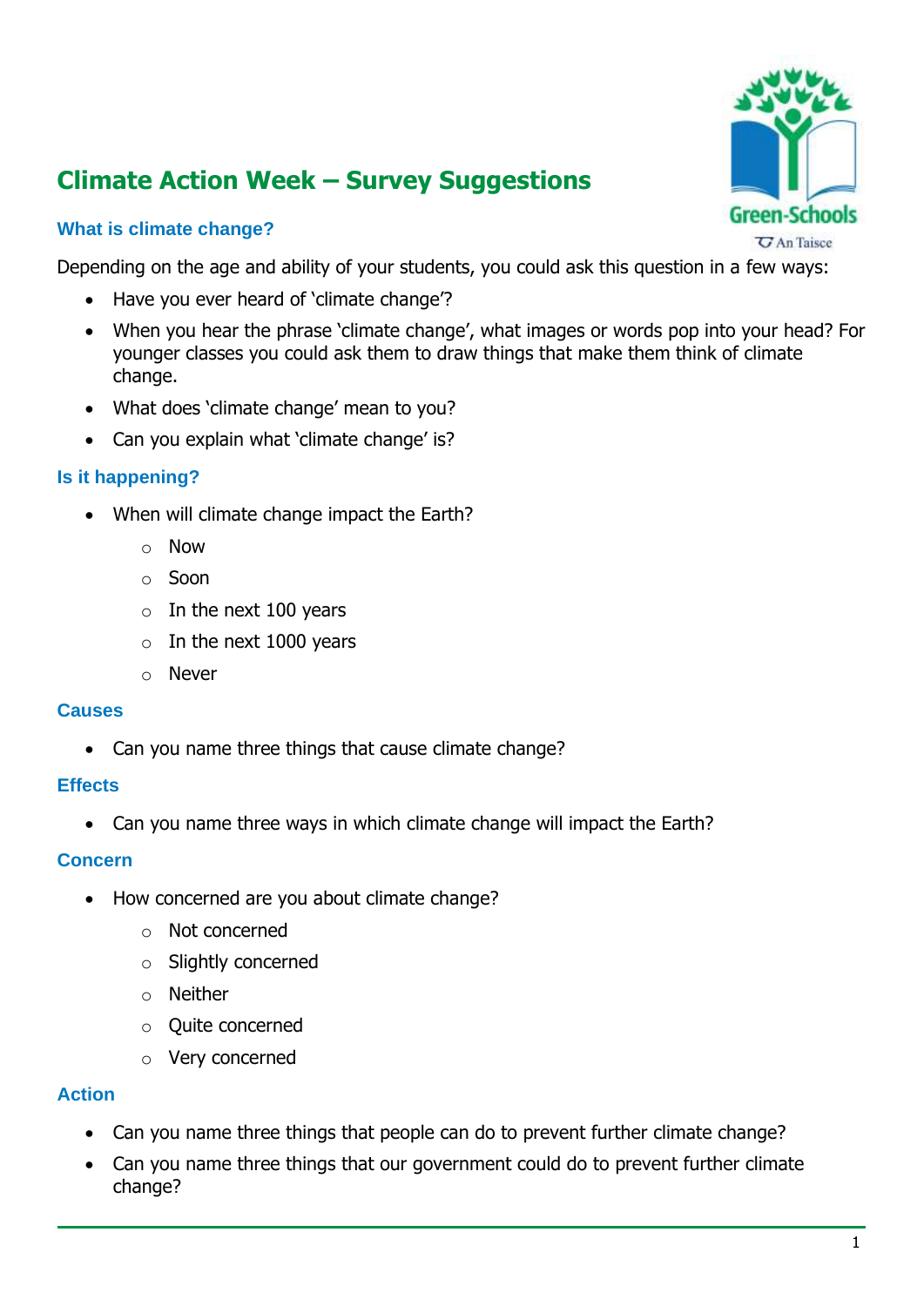# Climate Action Week – Survey Suggestions

## What is climate change?

Depending on the age and ability of your students, you could ask this question in a few ways:

- Have you ever heard of 'climate change'?
- When you hear the phrase 'climate change', what images or words pop into your head? For younger classes you could ask them to draw things that make them think of climate change.
- What does 'climate change' mean to you?
- Can you explain what 'climate change' is?

## Is it happening?

- When will climate change impact the Earth?
  - Now
  - Soon
  - In the next 100 years
  - In the next 1000 years
  - Never

## Causes

- Can you name three things that cause climate change?

## Effects

- Can you name three ways in which climate change will impact the Earth?

## Concern

- How concerned are you about climate change?
  - Not concerned
  - Slightly concerned
  - Neither
  - Quite concerned
  - Very concerned

## Action

- Can you name three things that people can do to prevent further climate change?
- Can you name three things that our government could do to prevent further climate change?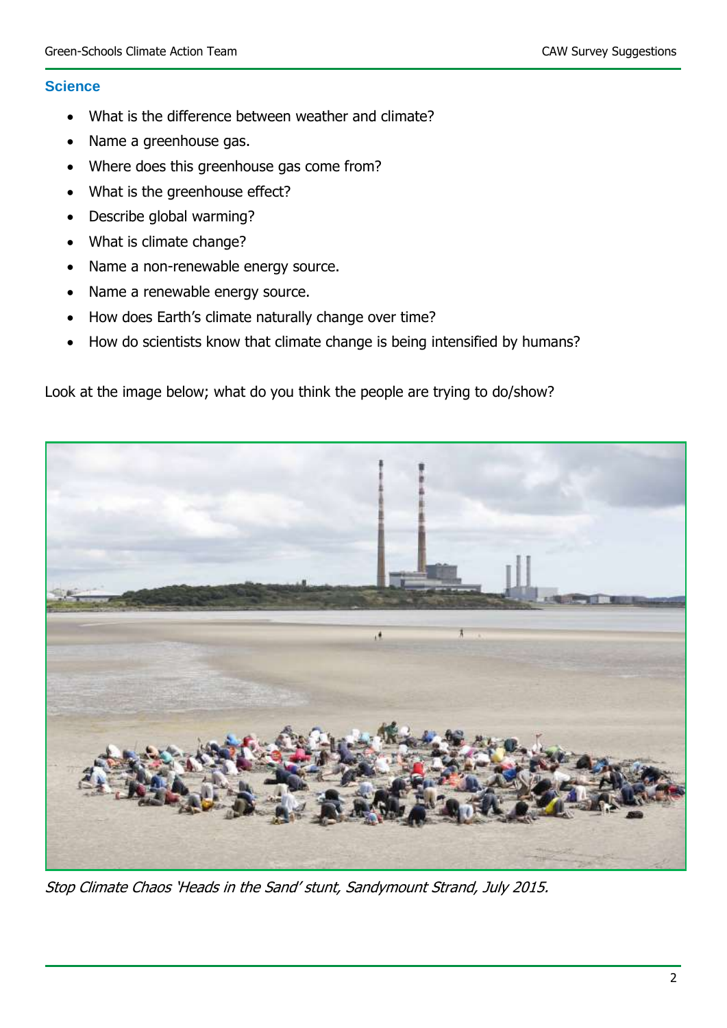## Science

- What is the difference between weather and climate?
- Name a greenhouse gas.
- Where does this greenhouse gas come from?
- What is the greenhouse effect?
- Describe global warming?
- What is climate change?
- Name a non-renewable energy source.
- Name a renewable energy source.
- How does Earth's climate naturally change over time?
- How do scientists know that climate change is being intensified by humans?

Look at the image below; what do you think the people are trying to do/show?

*Stop Climate Chaos 'Heads in the Sand' stunt, Sandymount Strand, July 2015.*